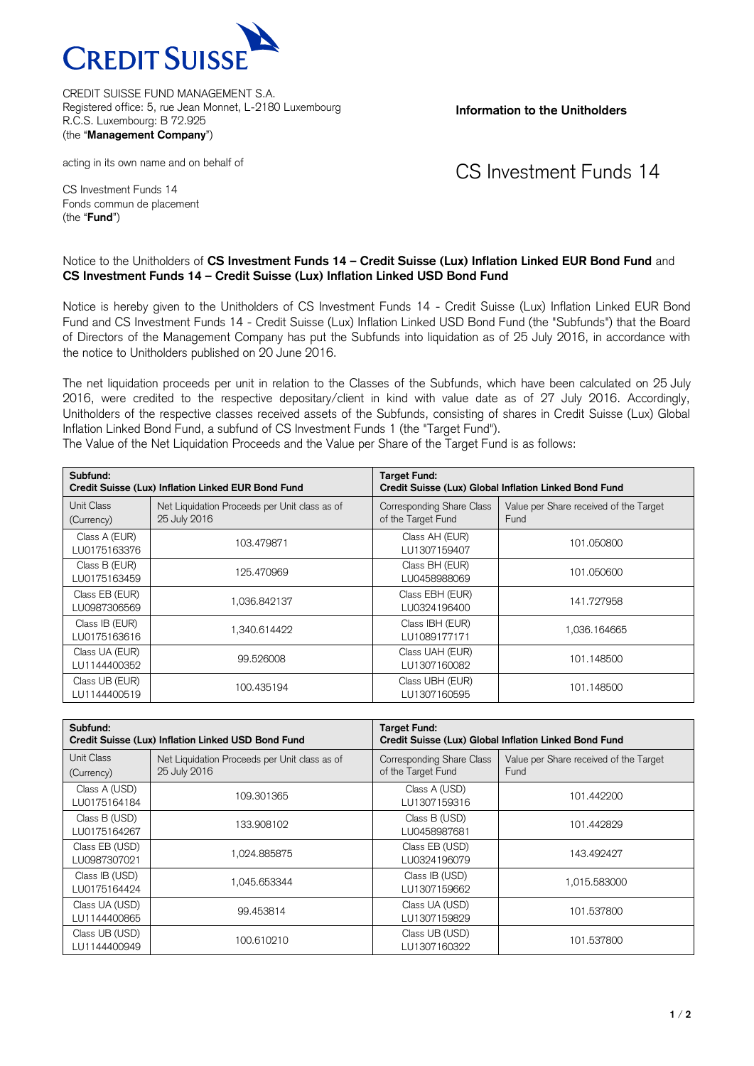CREDIT SUISSE

CREDIT SUISSE FUND MANAGEMENT S.A.
Registered office: 5, rue Jean Monnet, L-2180 Luxembourg
R.C.S. Luxembourg: B 72.925
(the "**Management Company**")

acting in its own name and on behalf of

CS Investment Funds 14
Fonds commun de placement
(the "**Fund**")

**Information to the Unitholders**

# CS Investment Funds 14

Notice to the Unitholders of **CS Investment Funds 14 – Credit Suisse (Lux) Inflation Linked EUR Bond Fund** and **CS Investment Funds 14 – Credit Suisse (Lux) Inflation Linked USD Bond Fund**

Notice is hereby given to the Unitholders of CS Investment Funds 14 - Credit Suisse (Lux) Inflation Linked EUR Bond Fund and CS Investment Funds 14 - Credit Suisse (Lux) Inflation Linked USD Bond Fund (the "Subfunds") that the Board of Directors of the Management Company has put the Subfunds into liquidation as of 25 July 2016, in accordance with the notice to Unitholders published on 20 June 2016.

The net liquidation proceeds per unit in relation to the Classes of the Subfunds, which have been calculated on 25 July 2016, were credited to the respective depositary/client in kind with value date as of 27 July 2016. Accordingly, Unitholders of the respective classes received assets of the Subfunds, consisting of shares in Credit Suisse (Lux) Global Inflation Linked Bond Fund, a subfund of CS Investment Funds 1 (the "Target Fund").
The Value of the Net Liquidation Proceeds and the Value per Share of the Target Fund is as follows:

| **Subfund: Credit Suisse (Lux) Inflation Linked EUR Bond Fund** | | **Target Fund: Credit Suisse (Lux) Global Inflation Linked Bond Fund** | |
|---|---|---|---|
| Unit Class (Currency) | Net Liquidation Proceeds per Unit class as of 25 July 2016 | Corresponding Share Class of the Target Fund | Value per Share received of the Target Fund |
| Class A (EUR) LU0175163376 | 103.479871 | Class AH (EUR) LU1307159407 | 101.050800 |
| Class B (EUR) LU0175163459 | 125.470969 | Class BH (EUR) LU0458988069 | 101.050600 |
| Class EB (EUR) LU0987306569 | 1,036.842137 | Class EBH (EUR) LU0324196400 | 141.727958 |
| Class IB (EUR) LU0175163616 | 1,340.614422 | Class IBH (EUR) LU1089177171 | 1,036.164665 |
| Class UA (EUR) LU1144400352 | 99.526008 | Class UAH (EUR) LU1307160082 | 101.148500 |
| Class UB (EUR) LU1144400519 | 100.435194 | Class UBH (EUR) LU1307160595 | 101.148500 |

| **Subfund: Credit Suisse (Lux) Inflation Linked USD Bond Fund** | | **Target Fund: Credit Suisse (Lux) Global Inflation Linked Bond Fund** | |
|---|---|---|---|
| Unit Class (Currency) | Net Liquidation Proceeds per Unit class as of 25 July 2016 | Corresponding Share Class of the Target Fund | Value per Share received of the Target Fund |
| Class A (USD) LU0175164184 | 109.301365 | Class A (USD) LU1307159316 | 101.442200 |
| Class B (USD) LU0175164267 | 133.908102 | Class B (USD) LU0458987681 | 101.442829 |
| Class EB (USD) LU0987307021 | 1,024.885875 | Class EB (USD) LU0324196079 | 143.492427 |
| Class IB (USD) LU0175164424 | 1,045.653344 | Class IB (USD) LU1307159662 | 1,015.583000 |
| Class UA (USD) LU1144400865 | 99.453814 | Class UA (USD) LU1307159829 | 101.537800 |
| Class UB (USD) LU1144400949 | 100.610210 | Class UB (USD) LU1307160322 | 101.537800 |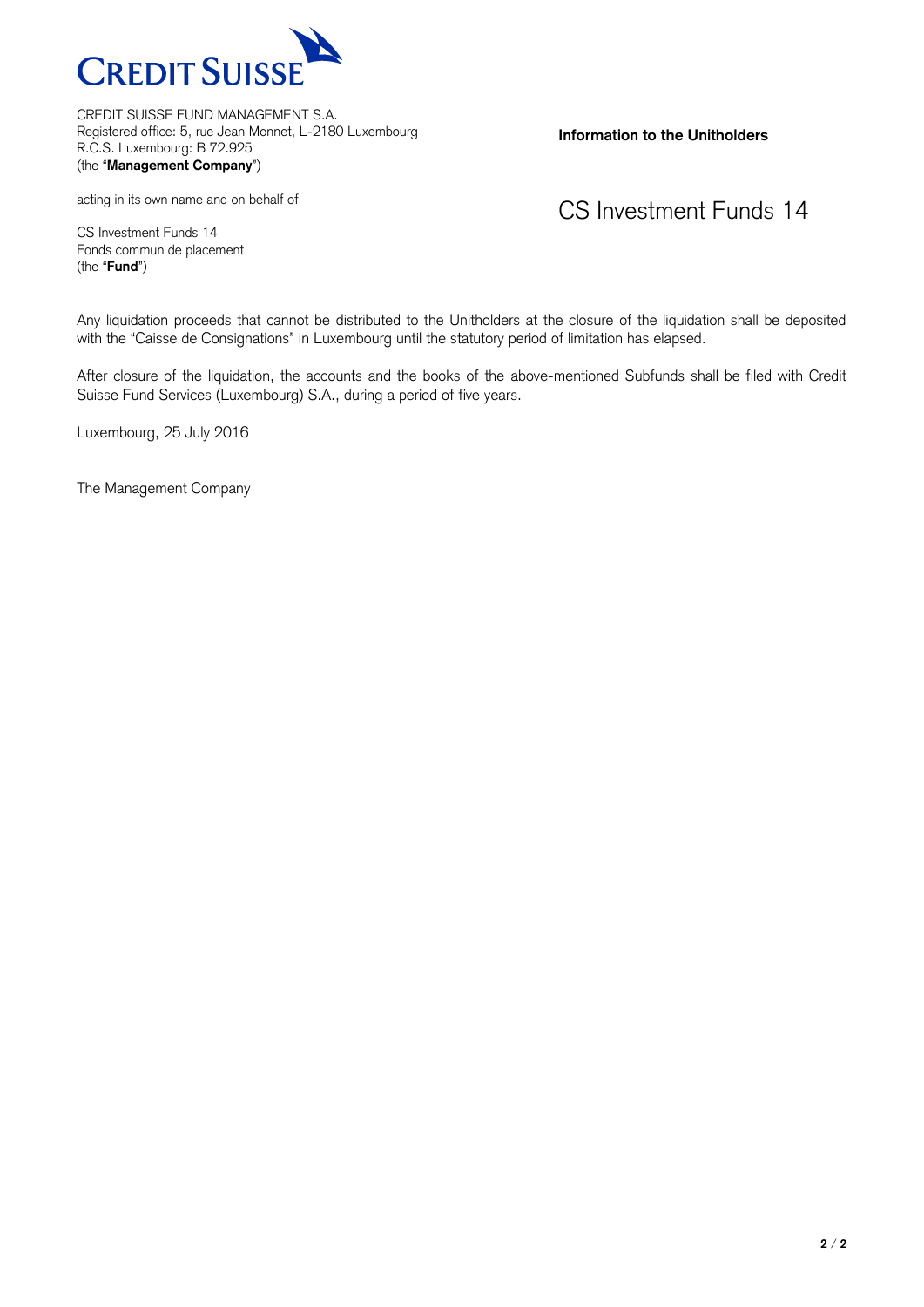CREDIT SUISSE FUND MANAGEMENT S.A.
Registered office: 5, rue Jean Monnet, L-2180 Luxembourg
R.C.S. Luxembourg: B 72.925
(the "**Management Company**")

acting in its own name and on behalf of

CS Investment Funds 14
Fonds commun de placement
(the "**Fund**")

**Information to the Unitholders**

# CS Investment Funds 14

Any liquidation proceeds that cannot be distributed to the Unitholders at the closure of the liquidation shall be deposited with the "Caisse de Consignations" in Luxembourg until the statutory period of limitation has elapsed.

After closure of the liquidation, the accounts and the books of the above-mentioned Subfunds shall be filed with Credit Suisse Fund Services (Luxembourg) S.A., during a period of five years.

Luxembourg, 25 July 2016

The Management Company